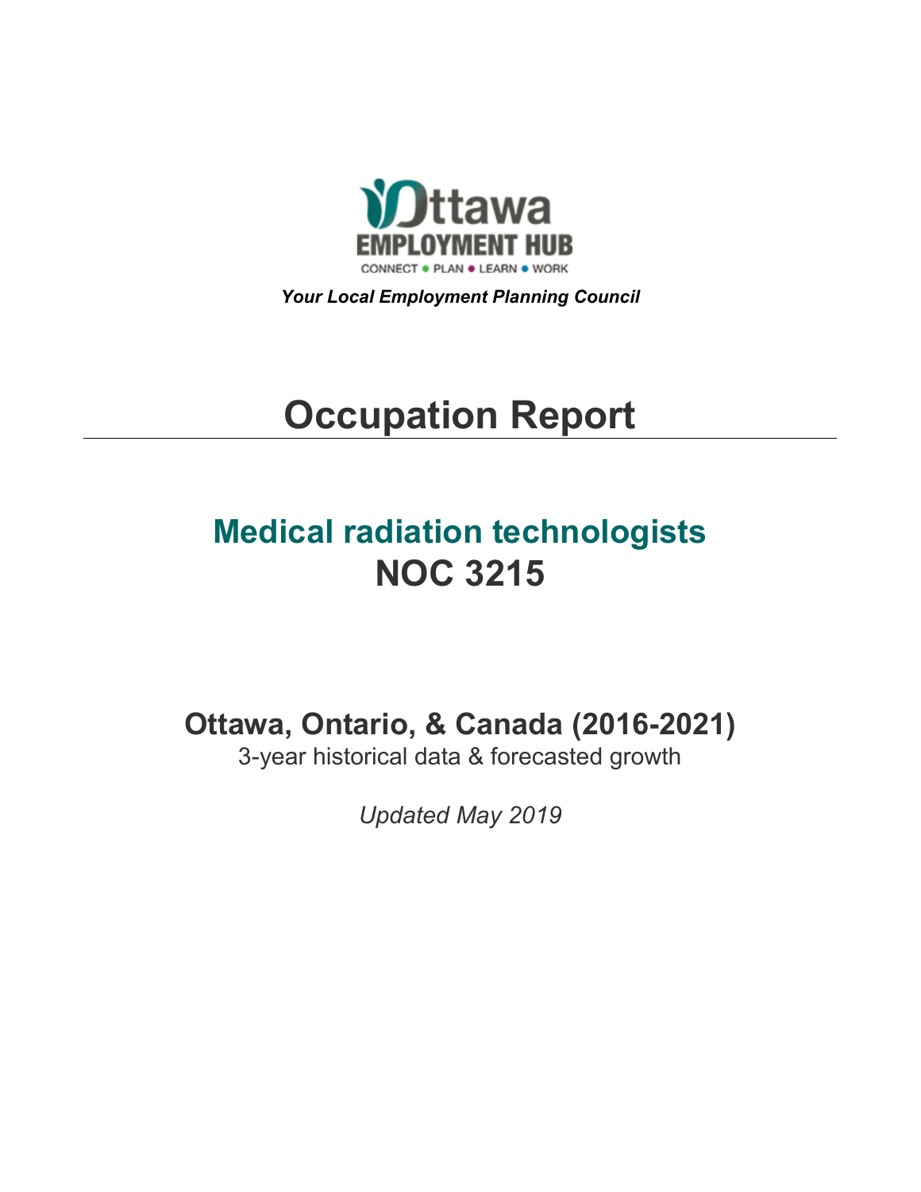Ottawa EMPLOYMENT HUB

CONNECT ● PLAN ● LEARN ● WORK

***Your Local Employment Planning Council***

# Occupation Report

## Medical radiation technologists
## NOC 3215

### Ottawa, Ontario, & Canada (2016-2021)

3-year historical data & forecasted growth

*Updated May 2019*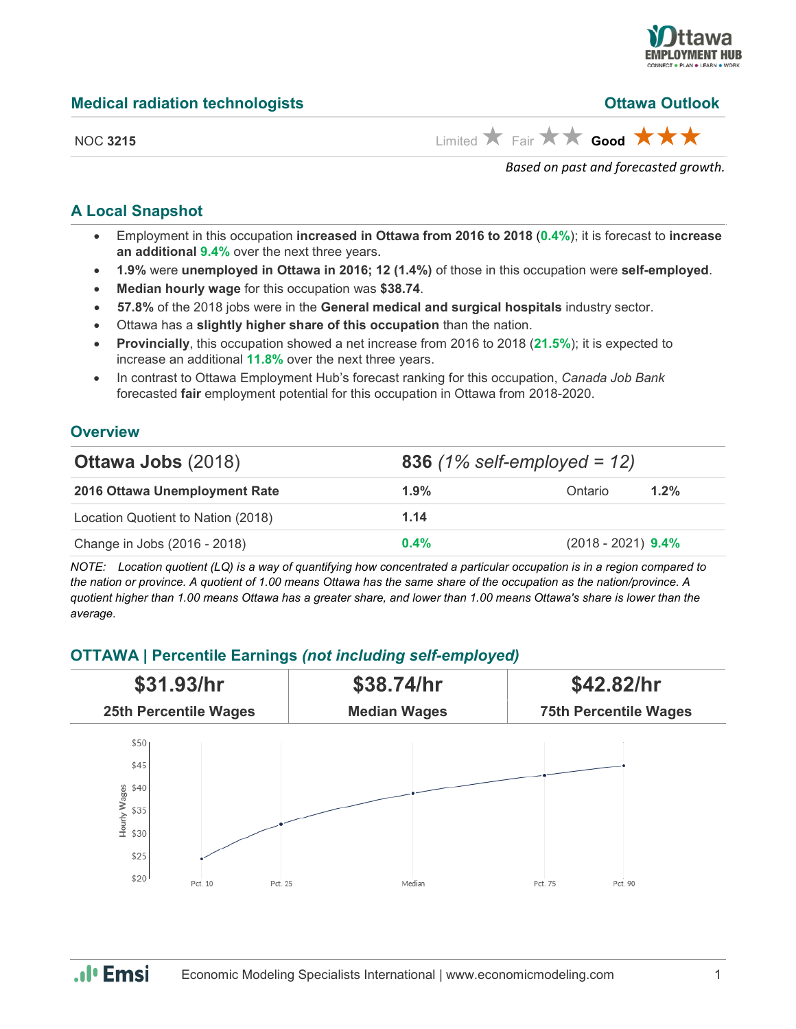## Medical radiation technologists

**Ottawa Outlook**

NOC **3215**

Limited ★ Fair ★★ **Good** ★★★

*Based on past and forecasted growth.*

### A Local Snapshot

- Employment in this occupation **increased in Ottawa from 2016 to 2018** (**0.4%**); it is forecast to **increase an additional 9.4%** over the next three years.
- **1.9%** were **unemployed in Ottawa in 2016; 12 (1.4%)** of those in this occupation were **self-employed**.
- **Median hourly wage** for this occupation was **$38.74**.
- **57.8%** of the 2018 jobs were in the **General medical and surgical hospitals** industry sector.
- Ottawa has a **slightly higher share of this occupation** than the nation.
- **Provincially**, this occupation showed a net increase from 2016 to 2018 (**21.5%**); it is expected to increase an additional **11.8%** over the next three years.
- In contrast to Ottawa Employment Hub's forecast ranking for this occupation, *Canada Job Bank* forecasted **fair** employment potential for this occupation in Ottawa from 2018-2020.

### Overview

| **Ottawa Jobs** (2018) | **836** *(1% self-employed = 12)* | | |
|---|---|---|---|
| **2016 Ottawa Unemployment Rate** | **1.9%** | Ontario | **1.2%** |
| Location Quotient to Nation (2018) | **1.14** | | |
| Change in Jobs (2016 - 2018) | **0.4%** | (2018 - 2021) | **9.4%** |

*NOTE: Location quotient (LQ) is a way of quantifying how concentrated a particular occupation is in a region compared to the nation or province. A quotient of 1.00 means Ottawa has the same share of the occupation as the nation/province. A quotient higher than 1.00 means Ottawa has a greater share, and lower than 1.00 means Ottawa's share is lower than the average.*

### OTTAWA | Percentile Earnings *(not including self-employed)*

| **$31.93/hr** | **$38.74/hr** | **$42.82/hr** |
|---|---|---|
| **25th Percentile Wages** | **Median Wages** | **75th Percentile Wages** |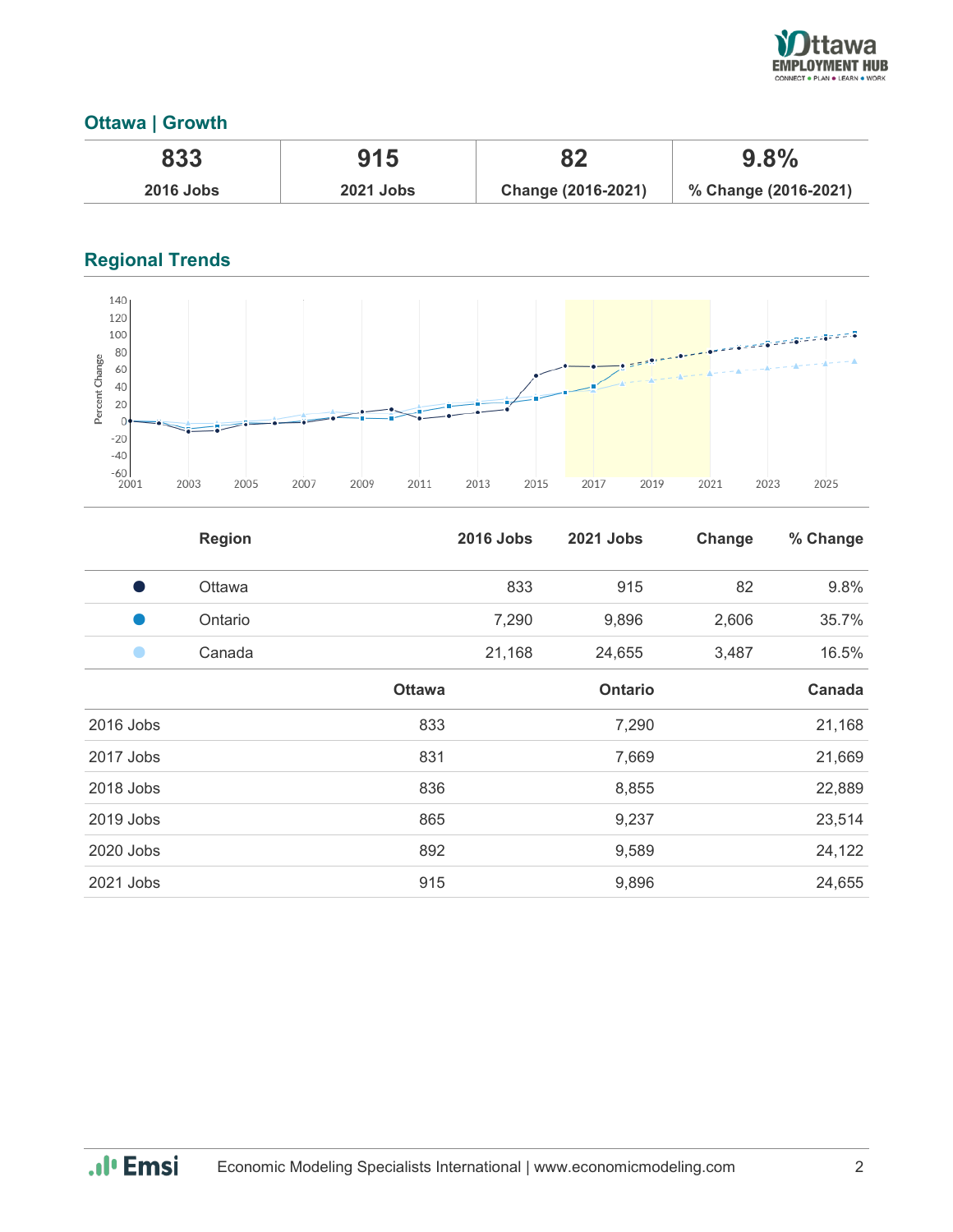## Ottawa | Growth

| 833 | 915 | 82 | 9.8% |
|---|---|---|---|
| 2016 Jobs | 2021 Jobs | Change (2016-2021) | % Change (2016-2021) |

## Regional Trends

| Region | 2016 Jobs | 2021 Jobs | Change | % Change |
|---|---|---|---|---|
| Ottawa | 833 | 915 | 82 | 9.8% |
| Ontario | 7,290 | 9,896 | 2,606 | 35.7% |
| Canada | 21,168 | 24,655 | 3,487 | 16.5% |

| | Ottawa | Ontario | Canada |
|---|---|---|---|
| 2016 Jobs | 833 | 7,290 | 21,168 |
| 2017 Jobs | 831 | 7,669 | 21,669 |
| 2018 Jobs | 836 | 8,855 | 22,889 |
| 2019 Jobs | 865 | 9,237 | 23,514 |
| 2020 Jobs | 892 | 9,589 | 24,122 |
| 2021 Jobs | 915 | 9,896 | 24,655 |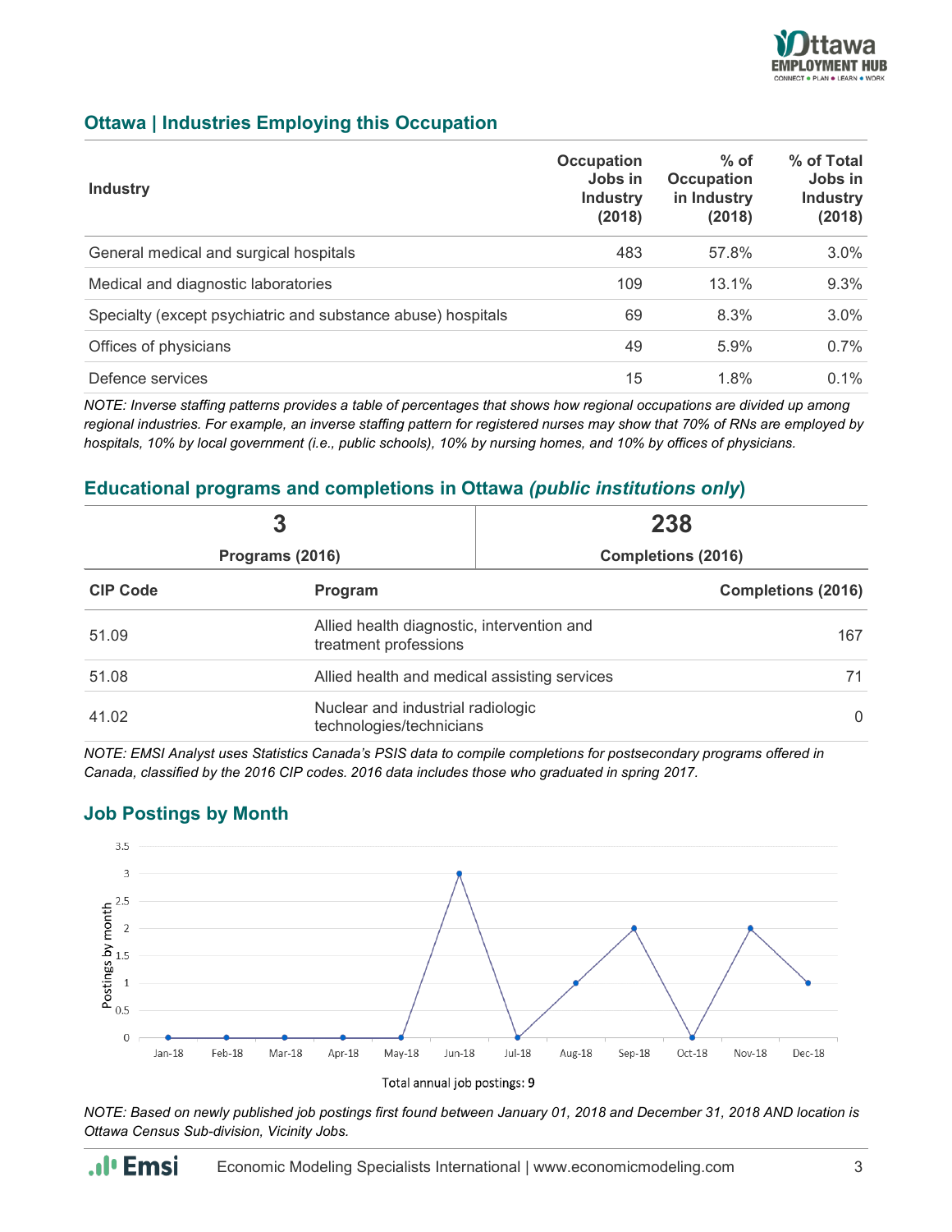## Ottawa | Industries Employing this Occupation

| Industry | Occupation Jobs in Industry (2018) | % of Occupation in Industry (2018) | % of Total Jobs in Industry (2018) |
|---|---|---|---|
| General medical and surgical hospitals | 483 | 57.8% | 3.0% |
| Medical and diagnostic laboratories | 109 | 13.1% | 9.3% |
| Specialty (except psychiatric and substance abuse) hospitals | 69 | 8.3% | 3.0% |
| Offices of physicians | 49 | 5.9% | 0.7% |
| Defence services | 15 | 1.8% | 0.1% |

*NOTE: Inverse staffing patterns provides a table of percentages that shows how regional occupations are divided up among regional industries. For example, an inverse staffing pattern for registered nurses may show that 70% of RNs are employed by hospitals, 10% by local government (i.e., public schools), 10% by nursing homes, and 10% by offices of physicians.*

## Educational programs and completions in Ottawa *(public institutions only)*

| 3 | 238 |
|---|---|
| Programs (2016) | Completions (2016) |

| CIP Code | Program | Completions (2016) |
|---|---|---|
| 51.09 | Allied health diagnostic, intervention and treatment professions | 167 |
| 51.08 | Allied health and medical assisting services | 71 |
| 41.02 | Nuclear and industrial radiologic technologies/technicians | 0 |

*NOTE: EMSI Analyst uses Statistics Canada's PSIS data to compile completions for postsecondary programs offered in Canada, classified by the 2016 CIP codes. 2016 data includes those who graduated in spring 2017.*

## Job Postings by Month

| Month | Postings by month |
|---|---|
| Jan-18 | 0 |
| Feb-18 | 0 |
| Mar-18 | 0 |
| Apr-18 | 0 |
| May-18 | 0 |
| Jun-18 | 3 |
| Jul-18 | 0 |
| Aug-18 | 1 |
| Sep-18 | 2 |
| Oct-18 | 0 |
| Nov-18 | 2 |
| Dec-18 | 1 |

Total annual job postings: **9**

*NOTE: Based on newly published job postings first found between January 01, 2018 and December 31, 2018 AND location is Ottawa Census Sub-division, Vicinity Jobs.*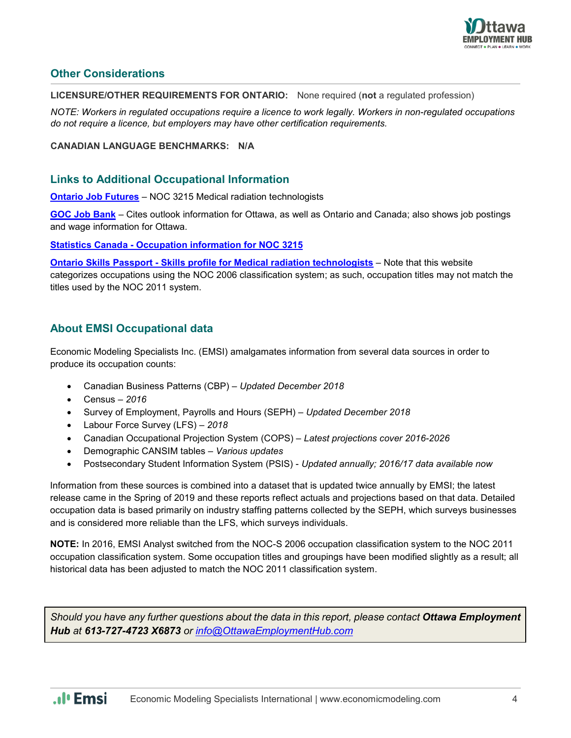## Other Considerations

**LICENSURE/OTHER REQUIREMENTS FOR ONTARIO:** None required (**not** a regulated profession)

*NOTE: Workers in regulated occupations require a licence to work legally. Workers in non-regulated occupations do not require a licence, but employers may have other certification requirements.*

**CANADIAN LANGUAGE BENCHMARKS: N/A**

## Links to Additional Occupational Information

**Ontario Job Futures** – NOC 3215 Medical radiation technologists

**GOC Job Bank** – Cites outlook information for Ottawa, as well as Ontario and Canada; also shows job postings and wage information for Ottawa.

**Statistics Canada - Occupation information for NOC 3215**

**Ontario Skills Passport - Skills profile for Medical radiation technologists** – Note that this website categorizes occupations using the NOC 2006 classification system; as such, occupation titles may not match the titles used by the NOC 2011 system.

## About EMSI Occupational data

Economic Modeling Specialists Inc. (EMSI) amalgamates information from several data sources in order to produce its occupation counts:

- Canadian Business Patterns (CBP) – *Updated December 2018*
- Census – *2016*
- Survey of Employment, Payrolls and Hours (SEPH) – *Updated December 2018*
- Labour Force Survey (LFS) – *2018*
- Canadian Occupational Projection System (COPS) – *Latest projections cover 2016-2026*
- Demographic CANSIM tables – *Various updates*
- Postsecondary Student Information System (PSIS) - *Updated annually; 2016/17 data available now*

Information from these sources is combined into a dataset that is updated twice annually by EMSI; the latest release came in the Spring of 2019 and these reports reflect actuals and projections based on that data. Detailed occupation data is based primarily on industry staffing patterns collected by the SEPH, which surveys businesses and is considered more reliable than the LFS, which surveys individuals.

**NOTE:** In 2016, EMSI Analyst switched from the NOC-S 2006 occupation classification system to the NOC 2011 occupation classification system. Some occupation titles and groupings have been modified slightly as a result; all historical data has been adjusted to match the NOC 2011 classification system.

*Should you have any further questions about the data in this report, please contact **Ottawa Employment Hub** at **613-727-4723 X6873** or info@OttawaEmploymentHub.com*